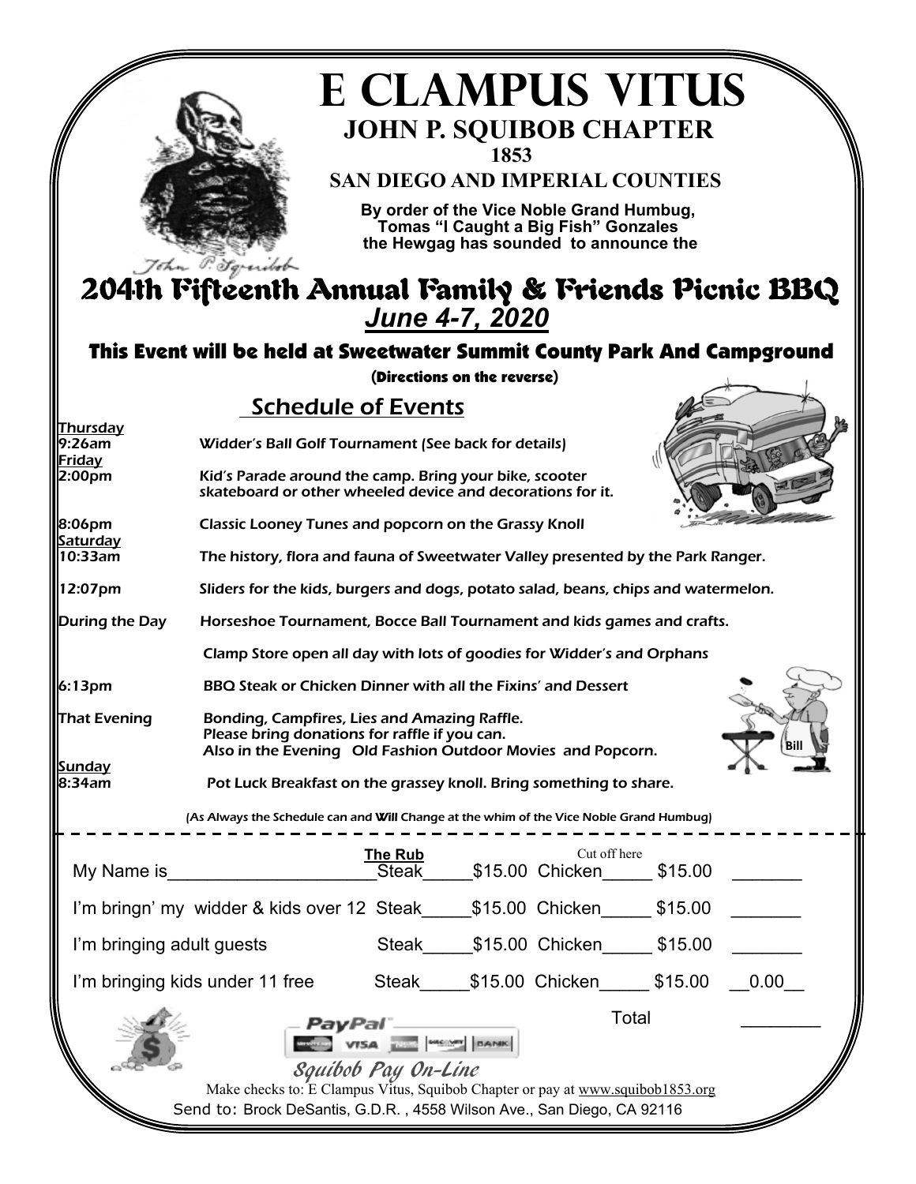# E CLAMPUS VITUS

## JOHN P. SQUIBOB CHAPTER

**1853**

**SAN DIEGO AND IMPERIAL COUNTIES**

**By order of the Vice Noble Grand Humbug, Tomas "I Caught a Big Fish" Gonzales the Hewgag has sounded to announce the**

John P. Squibob

# 204th Fifteenth Annual Family & Friends Picnic BBQ

***June 4-7, 2020***

**This Event will be held at Sweetwater Summit County Park And Campground**

**(Directions on the reverse)**

## Schedule of Events

**Thursday**

9:26am — Widder's Ball Golf Tournament (See back for details)

**Friday**

2:00pm — Kid's Parade around the camp. Bring your bike, scooter skateboard or other wheeled device and decorations for it.

8:06pm — Classic Looney Tunes and popcorn on the Grassy Knoll

**Saturday**

10:33am — The history, flora and fauna of Sweetwater Valley presented by the Park Ranger.

12:07pm — Sliders for the kids, burgers and dogs, potato salad, beans, chips and watermelon.

During the Day — Horseshoe Tournament, Bocce Ball Tournament and kids games and crafts.

Clamp Store open all day with lots of goodies for Widder's and Orphans

6:13pm — BBQ Steak or Chicken Dinner with all the Fixins' and Dessert

That Evening — Bonding, Campfires, Lies and Amazing Raffle. Please bring donations for raffle if you can. Also in the Evening Old Fashion Outdoor Movies and Popcorn.

Bill

**Sunday**

8:34am — Pot Luck Breakfast on the grassey knoll. Bring something to share.

(As Always the Schedule can and **Will** Change at the whim of the Vice Noble Grand Humbug)

Cut off here

**The Rub**

| | | | | | |
|---|---|---|---|---|---|
| My Name is_____________________ | Steak_____ | $15.00 | Chicken_____ | $15.00 | _______ |
| I'm bringn' my widder & kids over 12 | Steak_____ | $15.00 | Chicken_____ | $15.00 | _______ |
| I'm bringing adult guests | Steak_____ | $15.00 | Chicken_____ | $15.00 | _______ |
| I'm bringing kids under 11 free | Steak_____ | $15.00 | Chicken_____ | $15.00 | __0.00__ |
| | | | | Total | ________ |

PayPal

*Squibob Pay On-Line*

Make checks to: E Clampus Vitus, Squibob Chapter or pay at www.squibob1853.org

Send to: Brock DeSantis, G.D.R. , 4558 Wilson Ave., San Diego, CA 92116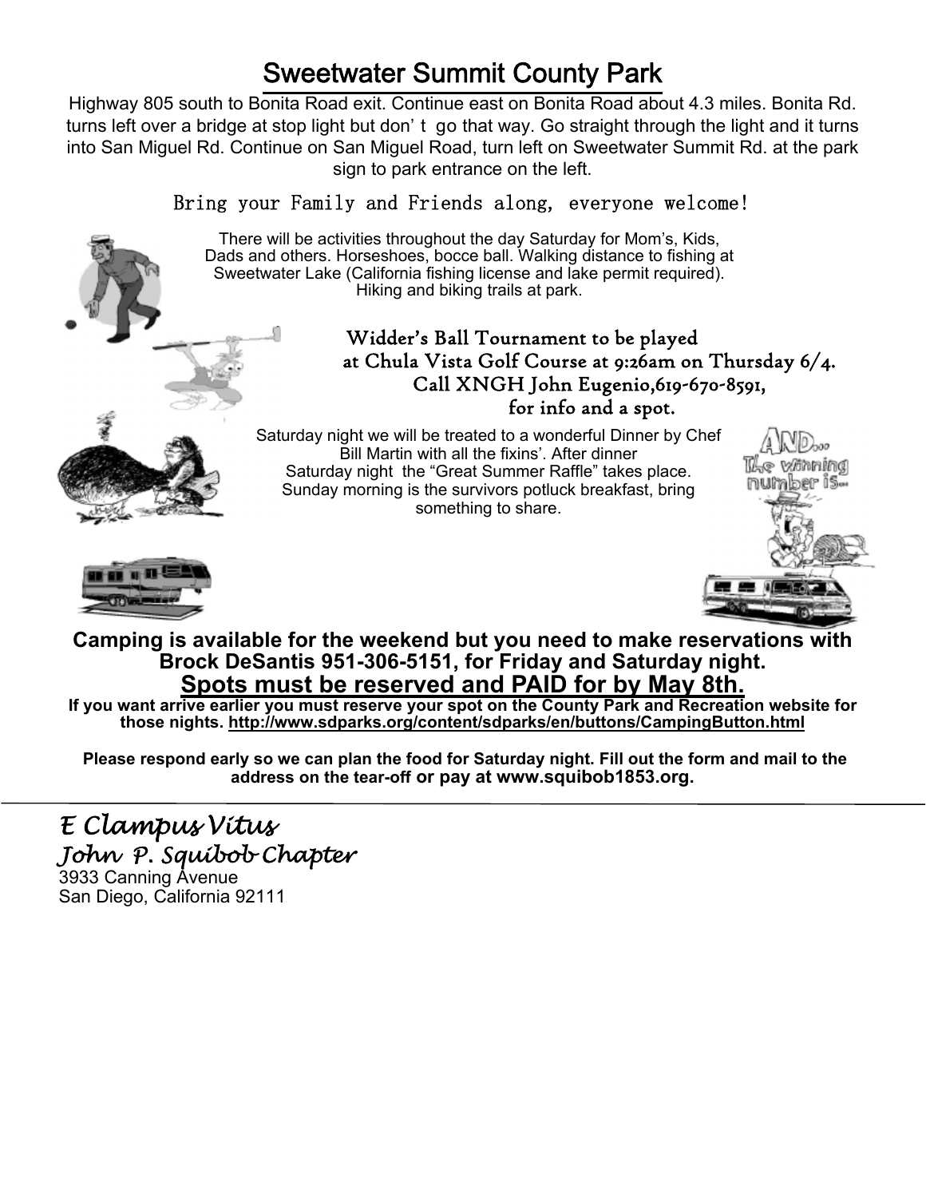# Sweetwater Summit County Park

Highway 805 south to Bonita Road exit. Continue east on Bonita Road about 4.3 miles. Bonita Rd. turns left over a bridge at stop light but don' t go that way. Go straight through the light and it turns into San Miguel Rd. Continue on San Miguel Road, turn left on Sweetwater Summit Rd. at the park sign to park entrance on the left.

Bring your Family and Friends along, everyone welcome!

There will be activities throughout the day Saturday for Mom's, Kids, Dads and others. Horseshoes, bocce ball. Walking distance to fishing at Sweetwater Lake (California fishing license and lake permit required). Hiking and biking trails at park.

Widder's Ball Tournament to be played at Chula Vista Golf Course at 9:26am on Thursday 6/4. Call XNGH John Eugenio,619-670-8591, for info and a spot.

Saturday night we will be treated to a wonderful Dinner by Chef Bill Martin with all the fixins'. After dinner Saturday night the "Great Summer Raffle" takes place. Sunday morning is the survivors potluck breakfast, bring something to share.

AND... The winning number is...

**Camping is available for the weekend but you need to make reservations with Brock DeSantis 951-306-5151, for Friday and Saturday night.**

**Spots must be reserved and PAID for by May 8th.**

**If you want arrive earlier you must reserve your spot on the County Park and Recreation website for those nights. http://www.sdparks.org/content/sdparks/en/buttons/CampingButton.html**

**Please respond early so we can plan the food for Saturday night. Fill out the form and mail to the address on the tear-off or pay at www.squibob1853.org.**

---

*E Clampus Vitus*
*John P. Squibob Chapter*
3933 Canning Avenue
San Diego, California 92111